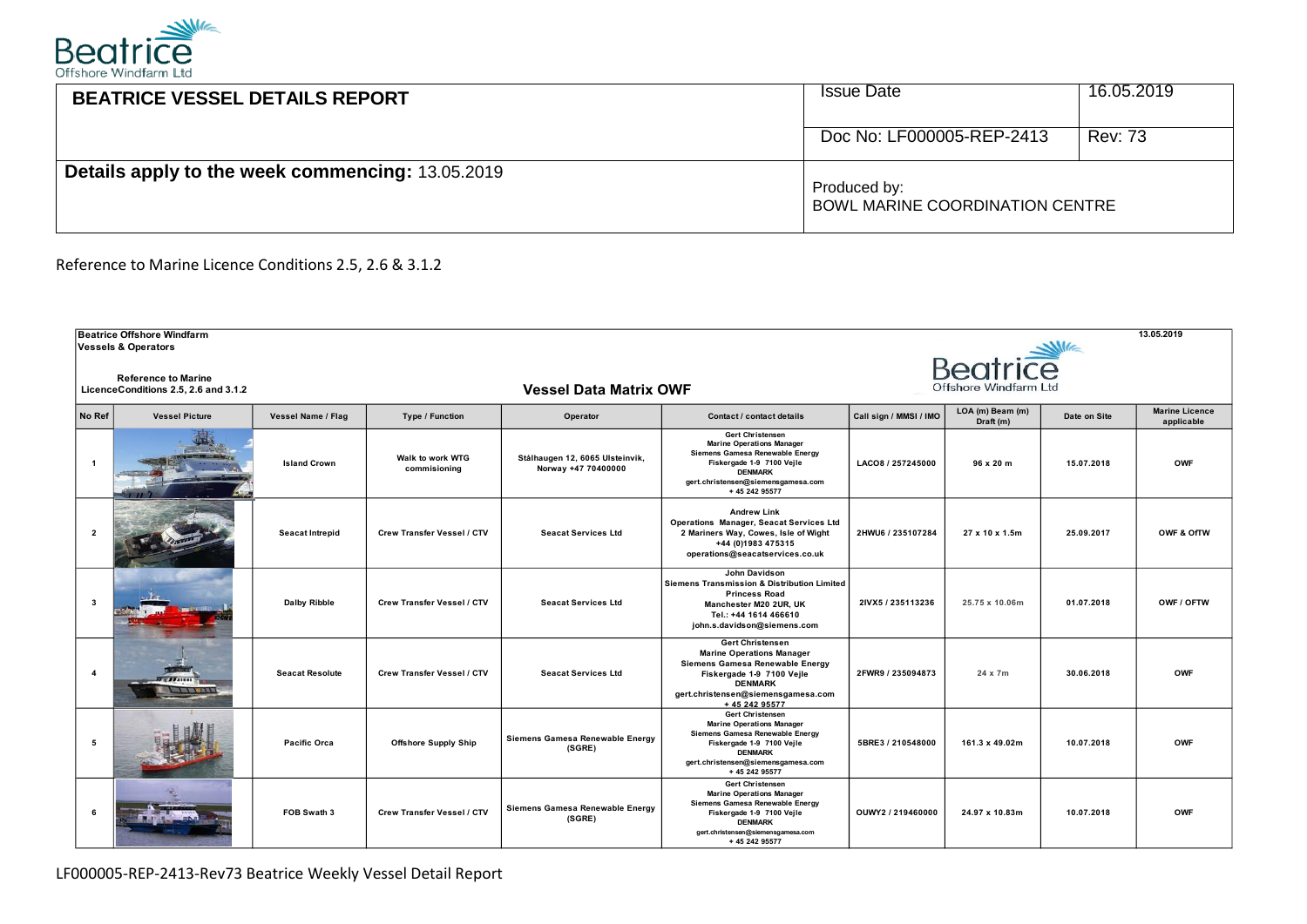| **BEATRICE VESSEL DETAILS REPORT** | Issue Date | 16.05.2019 |
|---|---|---|
| | Doc No: LF000005-REP-2413 | Rev: 73 |
| **Details apply to the week commencing:** 13.05.2019 | Produced by: BOWL MARINE COORDINATION CENTRE | |

Reference to Marine Licence Conditions 2.5, 2.6 & 3.1.2

**Beatrice Offshore Windfarm**
**Vessels & Operators**

**Reference to Marine LicenceConditions 2.5, 2.6 and 3.1.2**

**Vessel Data Matrix OWF**

**13.05.2019**

| No Ref | Vessel Picture | Vessel Name / Flag | Type / Function | Operator | Contact / contact details | Call sign / MMSI / IMO | LOA (m) Beam (m) Draft (m) | Date on Site | Marine Licence applicable |
|---|---|---|---|---|---|---|---|---|---|
| 1 | | Island Crown | Walk to work WTG commisioning | Stålhaugen 12, 6065 Ulsteinvik, Norway +47 70400000 | Gert Christensen Marine Operations Manager Siemens Gamesa Renewable Energy Fiskergade 1-9 7100 Vejle DENMARK gert.christensen@siemensgamesa.com + 45 242 95577 | LACO8 / 257245000 | 96 x 20 m | 15.07.2018 | OWF |
| 2 | | Seacat Intrepid | Crew Transfer Vessel / CTV | Seacat Services Ltd | Andrew Link Operations Manager, Seacat Services Ltd 2 Mariners Way, Cowes, Isle of Wight +44 (0)1983 475315 operations@seacatservices.co.uk | 2HWU6 / 235107284 | 27 x 10 x 1.5m | 25.09.2017 | OWF & OfTW |
| 3 | | Dalby Ribble | Crew Transfer Vessel / CTV | Seacat Services Ltd | John Davidson Siemens Transmission & Distribution Limited Princess Road Manchester M20 2UR, UK Tel.: +44 1614 466610 john.s.davidson@siemens.com | 2IVX5 / 235113236 | 25.75 x 10.06m | 01.07.2018 | OWF / OFTW |
| 4 | | Seacat Resolute | Crew Transfer Vessel / CTV | Seacat Services Ltd | Gert Christensen Marine Operations Manager Siemens Gamesa Renewable Energy Fiskergade 1-9 7100 Vejle DENMARK gert.christensen@siemensgamesa.com + 45 242 95577 | 2FWR9 / 235094873 | 24 x 7m | 30.06.2018 | OWF |
| 5 | | Pacific Orca | Offshore Supply Ship | Siemens Gamesa Renewable Energy (SGRE) | Gert Christensen Marine Operations Manager Siemens Gamesa Renewable Energy Fiskergade 1-9 7100 Vejle DENMARK gert.christensen@siemensgamesa.com + 45 242 95577 | 5BRE3 / 210548000 | 161.3 x 49.02m | 10.07.2018 | OWF |
| 6 | | FOB Swath 3 | Crew Transfer Vessel / CTV | Siemens Gamesa Renewable Energy (SGRE) | Gert Christensen Marine Operations Manager Siemens Gamesa Renewable Energy Fiskergade 1-9 7100 Vejle DENMARK gert.christensen@siemensgamesa.com + 45 242 95577 | OUWY2 / 219460000 | 24.97 x 10.83m | 10.07.2018 | OWF |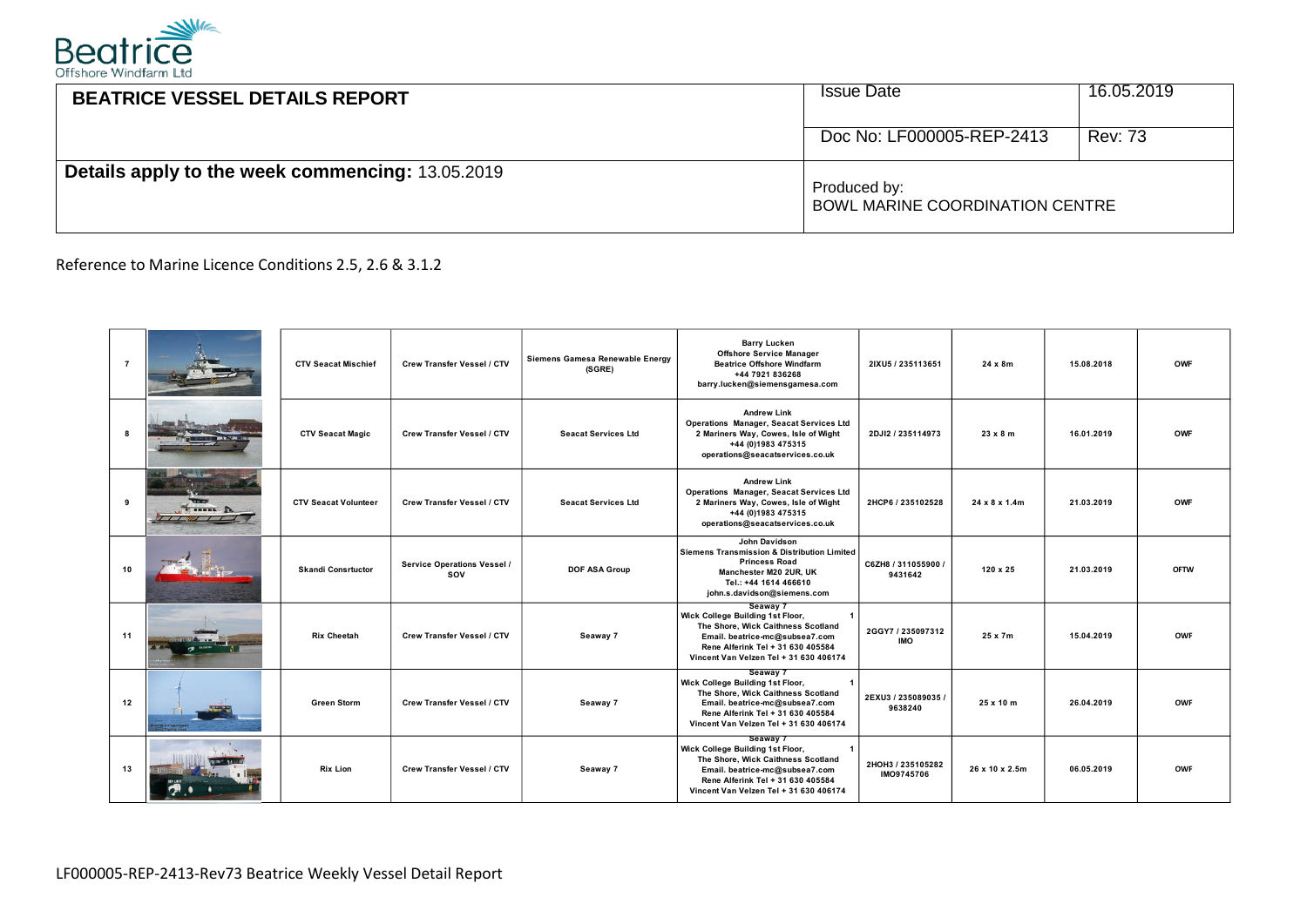**BEATRICE VESSEL DETAILS REPORT**

| | | | |
|---|---|---|---|
| **BEATRICE VESSEL DETAILS REPORT** | | Issue Date | 16.05.2019 |
| | | Doc No: LF000005-REP-2413 | Rev: 73 |
| **Details apply to the week commencing:** 13.05.2019 | | Produced by: BOWL MARINE COORDINATION CENTRE | |

Reference to Marine Licence Conditions 2.5, 2.6 & 3.1.2

| | | | | | | | | | |
|---|---|---|---|---|---|---|---|---|---|
| 7 | | CTV Seacat Mischief | Crew Transfer Vessel / CTV | Siemens Gamesa Renewable Energy (SGRE) | Barry Lucken<br>Offshore Service Manager<br>Beatrice Offshore Windfarm<br>+44 7921 836268<br>barry.lucken@siemensgamesa.com | 2IXU5 / 235113651 | 24 x 8m | 15.08.2018 | OWF |
| 8 | | CTV Seacat Magic | Crew Transfer Vessel / CTV | Seacat Services Ltd | Andrew Link<br>Operations Manager, Seacat Services Ltd<br>2 Mariners Way, Cowes, Isle of Wight<br>+44 (0)1983 475315<br>operations@seacatservices.co.uk | 2DJI2 / 235114973 | 23 x 8 m | 16.01.2019 | OWF |
| 9 | | CTV Seacat Volunteer | Crew Transfer Vessel / CTV | Seacat Services Ltd | Andrew Link<br>Operations Manager, Seacat Services Ltd<br>2 Mariners Way, Cowes, Isle of Wight<br>+44 (0)1983 475315<br>operations@seacatservices.co.uk | 2HCP6 / 235102528 | 24 x 8 x 1.4m | 21.03.2019 | OWF |
| 10 | | Skandi Consrtuctor | Service Operations Vessel / SOV | DOF ASA Group | John Davidson<br>Siemens Transmission & Distribution Limited<br>Princess Road<br>Manchester M20 2UR, UK<br>Tel.: +44 1614 466610<br>john.s.davidson@siemens.com | C6ZH8 / 311055900 / 9431642 | 120 x 25 | 21.03.2019 | OFTW |
| 11 | | Rix Cheetah | Crew Transfer Vessel / CTV | Seaway 7 | Seaway 7<br>Wick College Building 1st Floor, 1<br>The Shore, Wick Caithness Scotland<br>Email. beatrice-mc@subsea7.com<br>Rene Alferink Tel + 31 630 405584<br>Vincent Van Velzen Tel + 31 630 406174 | 2GGY7 / 235097312 IMO | 25 x 7m | 15.04.2019 | OWF |
| 12 | | Green Storm | Crew Transfer Vessel / CTV | Seaway 7 | Seaway 7<br>Wick College Building 1st Floor, 1<br>The Shore, Wick Caithness Scotland<br>Email. beatrice-mc@subsea7.com<br>Rene Alferink Tel + 31 630 405584<br>Vincent Van Velzen Tel + 31 630 406174 | 2EXU3 / 235089035 / 9638240 | 25 x 10 m | 26.04.2019 | OWF |
| 13 | | Rix Lion | Crew Transfer Vessel / CTV | Seaway 7 | Seaway 7<br>Wick College Building 1st Floor, 1<br>The Shore, Wick Caithness Scotland<br>Email. beatrice-mc@subsea7.com<br>Rene Alferink Tel + 31 630 405584<br>Vincent Van Velzen Tel + 31 630 406174 | 2HOH3 / 235105282 IMO9745706 | 26 x 10 x 2.5m | 06.05.2019 | OWF |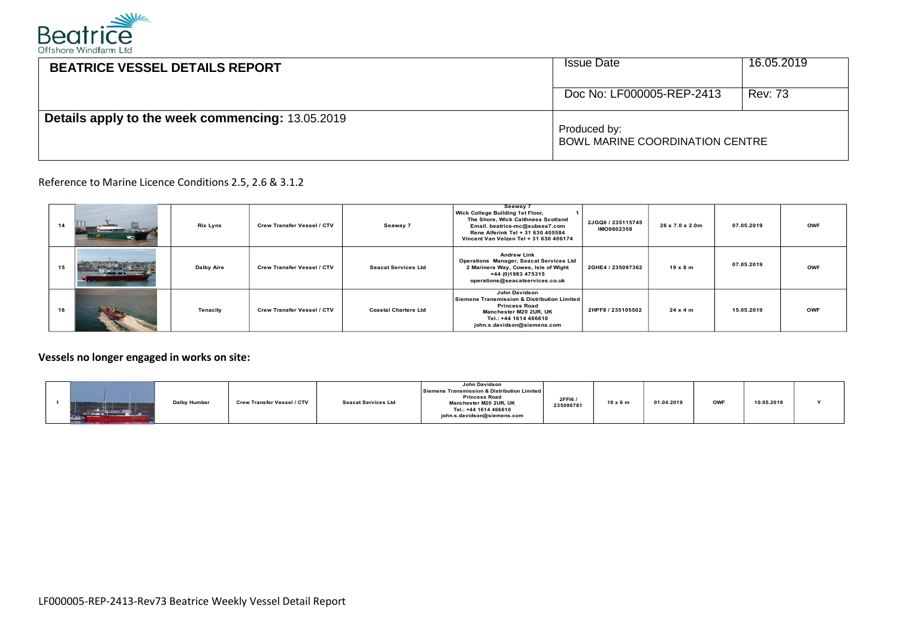| BEATRICE VESSEL DETAILS REPORT | Issue Date | 16.05.2019 |
|---|---|---|
| | Doc No: LF000005-REP-2413 | Rev: 73 |
| **Details apply to the week commencing:** 13.05.2019 | Produced by: BOWL MARINE COORDINATION CENTRE | |

Reference to Marine Licence Conditions 2.5, 2.6 & 3.1.2

| | | | | | | | | | |
|---|---|---|---|---|---|---|---|---|---|
| 14 | | Rix Lynx | Crew Transfer Vessel / CTV | Seaway 7 | Seaway 7 Wick College Building 1st Floor, 1 The Shore, Wick Caithness Scotland Email. beatrice-mc@subsea7.com Rene Alferink Tel + 31 630 405584 Vincent Van Velzen Tel + 31 630 406174 | 2JGQ6 / 235115745 IMO9802358 | 26 x 7.0 x 2.0m | 07.05.2019 | OWF |
| 15 | | Dalby Aire | Crew Transfer Vessel / CTV | Seacat Services Ltd | Andrew Link Operations Manager, Seacat Services Ltd 2 Mariners Way, Cowes, Isle of Wight +44 (0)1983 475315 operations@seacatservices.co.uk | 2GHE4 / 235097362 | 19 x 8 m | 07.05.2019 | OWF |
| 16 | | Tenacity | Crew Transfer Vessel / CTV | Coastal Charters Ltd | John Davidson Siemens Transmission & Distribution Limited Princess Road Manchester M20 2UR, UK Tel.: +44 1614 466610 john.s.davidson@siemens.com | 2HPF8 / 235105502 | 24 x 4 m | 15.05.2019 | OWF |

**Vessels no longer engaged in works on site:**

| | | | | | | | | | | | |
|---|---|---|---|---|---|---|---|---|---|---|---|
| 1 | | Dalby Humber | Crew Transfer Vessel / CTV | Seacat Services Ltd | John Davidson Siemens Transmission & Distribution Limited Princess Road Manchester M20 2UR, UK Tel.: +44 1614 466610 john.s.davidson@siemens.com | 2FFI6 / 235090781 | 19 x 6 m | 01.04.2019 | OWF | 10.05.2019 | Y |